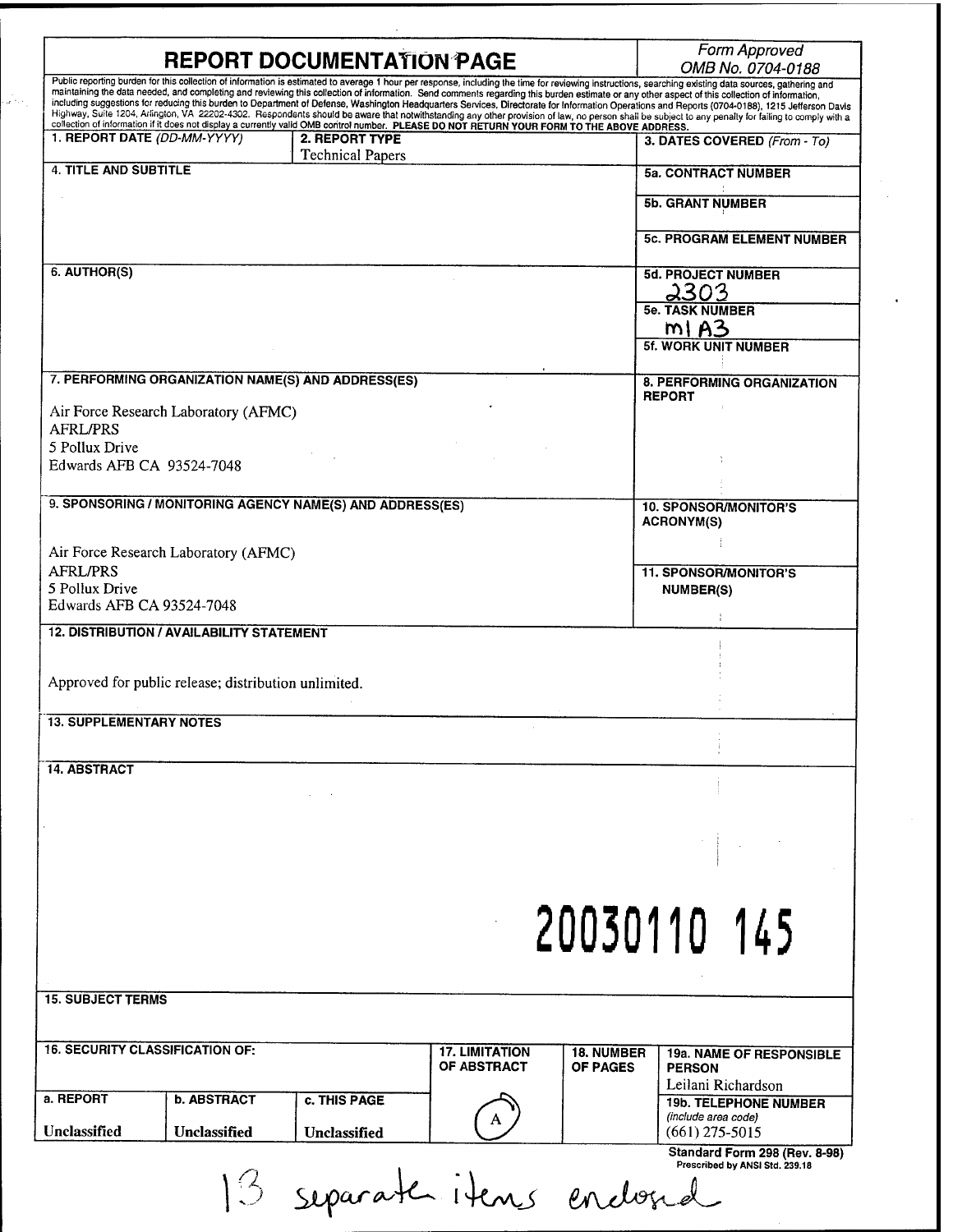# REPORT DOCUMENTATION PAGE

*Form Approved*
*OMB No. 0704-0188*

Public reporting burden for this collection of information is estimated to average 1 hour per response, including the time for reviewing instructions, searching existing data sources, gathering and maintaining the data needed, and completing and reviewing this collection of information. Send comments regarding this burden estimate or any other aspect of this collection of information, including suggestions for reducing this burden to Department of Defense, Washington Headquarters Services, Directorate for Information Operations and Reports (0704-0188), 1215 Jefferson Davis Highway, Suite 1204, Arlington, VA 22202-4302. Respondents should be aware that notwithstanding any other provision of law, no person shall be subject to any penalty for failing to comply with a collection of information if it does not display a currently valid OMB control number. **PLEASE DO NOT RETURN YOUR FORM TO THE ABOVE ADDRESS.**

| 1. REPORT DATE (DD-MM-YYYY) | 2. REPORT TYPE | 3. DATES COVERED (From - To) |
|---|---|---|
| | Technical Papers | |

**4. TITLE AND SUBTITLE**

**5a. CONTRACT NUMBER**

**5b. GRANT NUMBER**

**5c. PROGRAM ELEMENT NUMBER**

**6. AUTHOR(S)**

**5d. PROJECT NUMBER**
2303

**5e. TASK NUMBER**
M1A3

**5f. WORK UNIT NUMBER**

**7. PERFORMING ORGANIZATION NAME(S) AND ADDRESS(ES)**

Air Force Research Laboratory (AFMC)
AFRL/PRS
5 Pollux Drive
Edwards AFB CA 93524-7048

**8. PERFORMING ORGANIZATION REPORT**

**9. SPONSORING / MONITORING AGENCY NAME(S) AND ADDRESS(ES)**

Air Force Research Laboratory (AFMC)
AFRL/PRS
5 Pollux Drive
Edwards AFB CA 93524-7048

**10. SPONSOR/MONITOR'S ACRONYM(S)**

**11. SPONSOR/MONITOR'S NUMBER(S)**

**12. DISTRIBUTION / AVAILABILITY STATEMENT**

Approved for public release; distribution unlimited.

**13. SUPPLEMENTARY NOTES**

**14. ABSTRACT**

20030110 145

**15. SUBJECT TERMS**

| 16. SECURITY CLASSIFICATION OF: | | | 17. LIMITATION OF ABSTRACT | 18. NUMBER OF PAGES | 19a. NAME OF RESPONSIBLE PERSON |
|---|---|---|---|---|---|
| a. REPORT | b. ABSTRACT | c. THIS PAGE | | | Leilani Richardson |
| Unclassified | Unclassified | Unclassified | A | | 19b. TELEPHONE NUMBER (include area code) (661) 275-5015 |

**Standard Form 298 (Rev. 8-98)**
Prescribed by ANSI Std. 239.18

13 separate items enclosed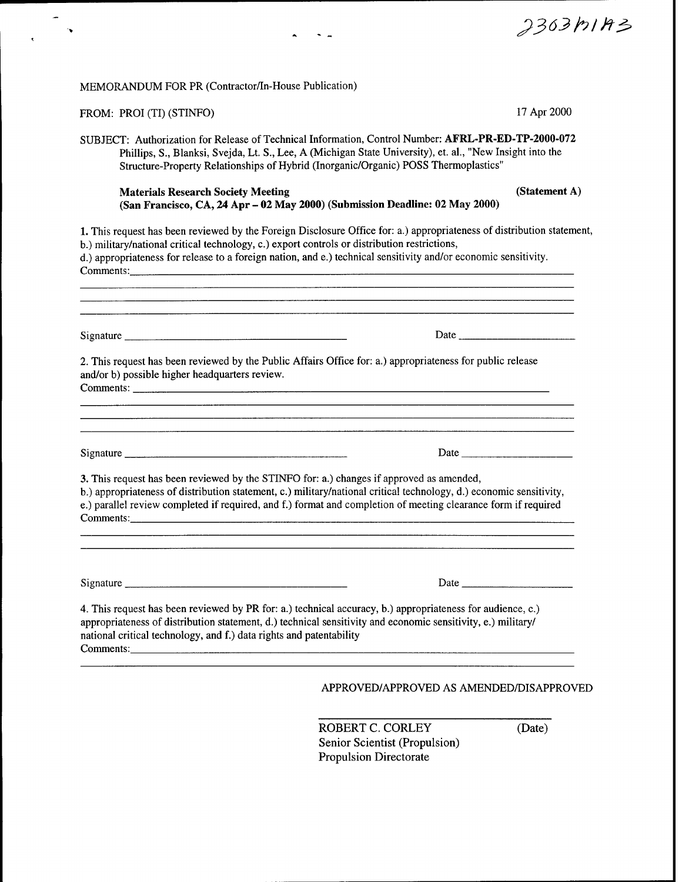2303M1A3

MEMORANDUM FOR PR (Contractor/In-House Publication)

FROM: PROI (TI) (STINFO) 17 Apr 2000

SUBJECT: Authorization for Release of Technical Information, Control Number: **AFRL-PR-ED-TP-2000-072**
Phillips, S., Blanksi, Svejda, Lt. S., Lee, A (Michigan State University), et. al., "New Insight into the Structure-Property Relationships of Hybrid (Inorganic/Organic) POSS Thermoplastics"

**Materials Research Society Meeting** **(Statement A)**
**(San Francisco, CA, 24 Apr – 02 May 2000) (Submission Deadline: 02 May 2000)**

1. This request has been reviewed by the Foreign Disclosure Office for: a.) appropriateness of distribution statement, b.) military/national critical technology, c.) export controls or distribution restrictions, d.) appropriateness for release to a foreign nation, and e.) technical sensitivity and/or economic sensitivity.
Comments: ______________________________

Signature ______________________ Date ______________

2. This request has been reviewed by the Public Affairs Office for: a.) appropriateness for public release and/or b) possible higher headquarters review.
Comments: ______________________________

Signature ______________________ Date ______________

3. This request has been reviewed by the STINFO for: a.) changes if approved as amended, b.) appropriateness of distribution statement, c.) military/national critical technology, d.) economic sensitivity, e.) parallel review completed if required, and f.) format and completion of meeting clearance form if required
Comments: ______________________________

Signature ______________________ Date ______________

4. This request has been reviewed by PR for: a.) technical accuracy, b.) appropriateness for audience, c.) appropriateness of distribution statement, d.) technical sensitivity and economic sensitivity, e.) military/ national critical technology, and f.) data rights and patentability
Comments: ______________________________

APPROVED/APPROVED AS AMENDED/DISAPPROVED

______________________
ROBERT C. CORLEY (Date)
Senior Scientist (Propulsion)
Propulsion Directorate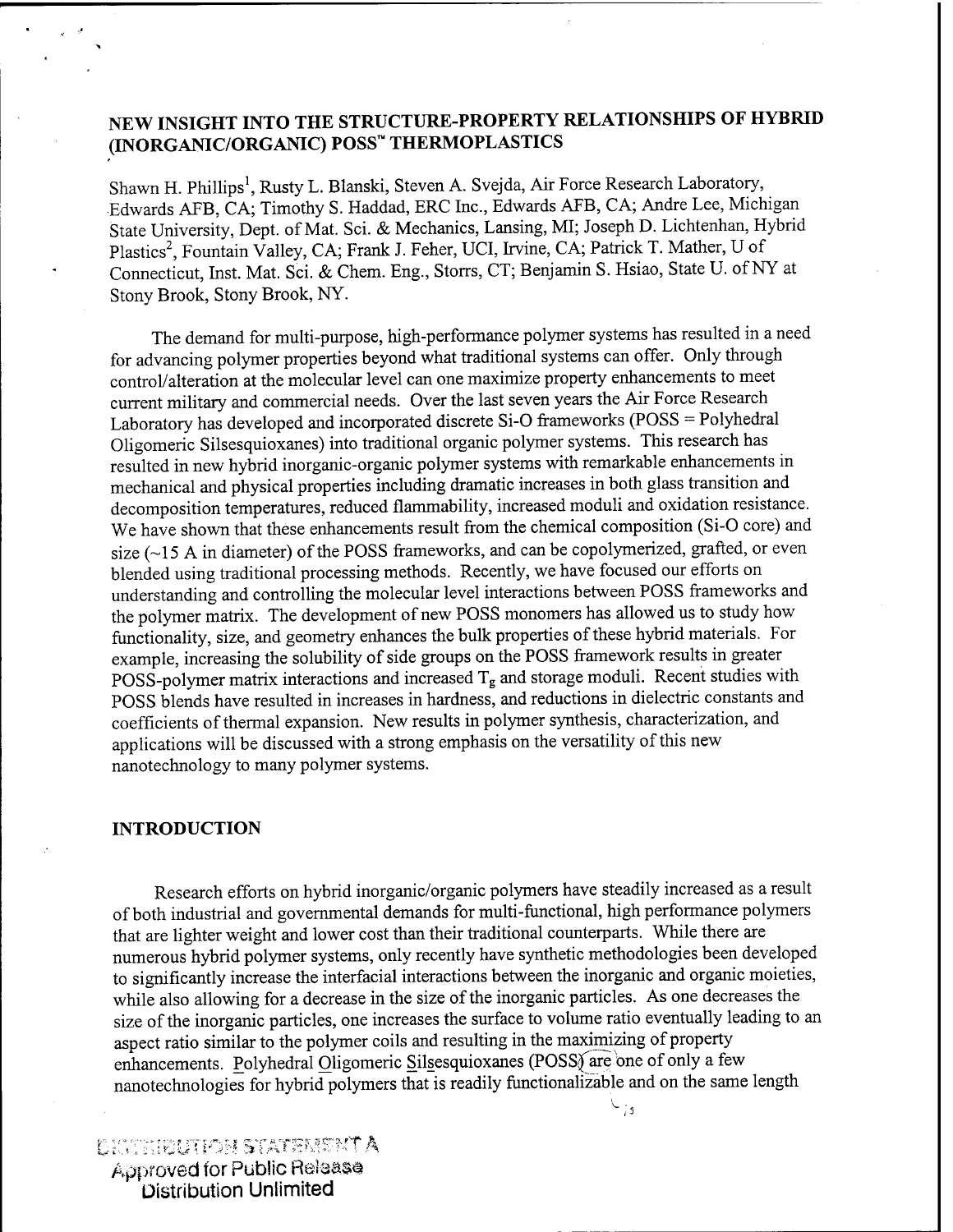# NEW INSIGHT INTO THE STRUCTURE-PROPERTY RELATIONSHIPS OF HYBRID (INORGANIC/ORGANIC) POSS™ THERMOPLASTICS

Shawn H. Phillips[1], Rusty L. Blanski, Steven A. Svejda, Air Force Research Laboratory, Edwards AFB, CA; Timothy S. Haddad, ERC Inc., Edwards AFB, CA; Andre Lee, Michigan State University, Dept. of Mat. Sci. & Mechanics, Lansing, MI; Joseph D. Lichtenhan, Hybrid Plastics[2], Fountain Valley, CA; Frank J. Feher, UCI, Irvine, CA; Patrick T. Mather, U of Connecticut, Inst. Mat. Sci. & Chem. Eng., Storrs, CT; Benjamin S. Hsiao, State U. of NY at Stony Brook, Stony Brook, NY.

The demand for multi-purpose, high-performance polymer systems has resulted in a need for advancing polymer properties beyond what traditional systems can offer. Only through control/alteration at the molecular level can one maximize property enhancements to meet current military and commercial needs. Over the last seven years the Air Force Research Laboratory has developed and incorporated discrete Si-O frameworks (POSS = Polyhedral Oligomeric Silsesquioxanes) into traditional organic polymer systems. This research has resulted in new hybrid inorganic-organic polymer systems with remarkable enhancements in mechanical and physical properties including dramatic increases in both glass transition and decomposition temperatures, reduced flammability, increased moduli and oxidation resistance. We have shown that these enhancements result from the chemical composition (Si-O core) and size (~15 A in diameter) of the POSS frameworks, and can be copolymerized, grafted, or even blended using traditional processing methods. Recently, we have focused our efforts on understanding and controlling the molecular level interactions between POSS frameworks and the polymer matrix. The development of new POSS monomers has allowed us to study how functionality, size, and geometry enhances the bulk properties of these hybrid materials. For example, increasing the solubility of side groups on the POSS framework results in greater POSS-polymer matrix interactions and increased $T_g$ and storage moduli. Recent studies with POSS blends have resulted in increases in hardness, and reductions in dielectric constants and coefficients of thermal expansion. New results in polymer synthesis, characterization, and applications will be discussed with a strong emphasis on the versatility of this new nanotechnology to many polymer systems.

## INTRODUCTION

Research efforts on hybrid inorganic/organic polymers have steadily increased as a result of both industrial and governmental demands for multi-functional, high performance polymers that are lighter weight and lower cost than their traditional counterparts. While there are numerous hybrid polymer systems, only recently have synthetic methodologies been developed to significantly increase the interfacial interactions between the inorganic and organic moieties, while also allowing for a decrease in the size of the inorganic particles. As one decreases the size of the inorganic particles, one increases the surface to volume ratio eventually leading to an aspect ratio similar to the polymer coils and resulting in the maximizing of property enhancements. Polyhedral Oligomeric Silsesquioxanes (POSS) are one of only a few nanotechnologies for hybrid polymers that is readily functionalizable and on the same length

DISTRIBUTION STATEMENT A
Approved for Public Release
Distribution Unlimited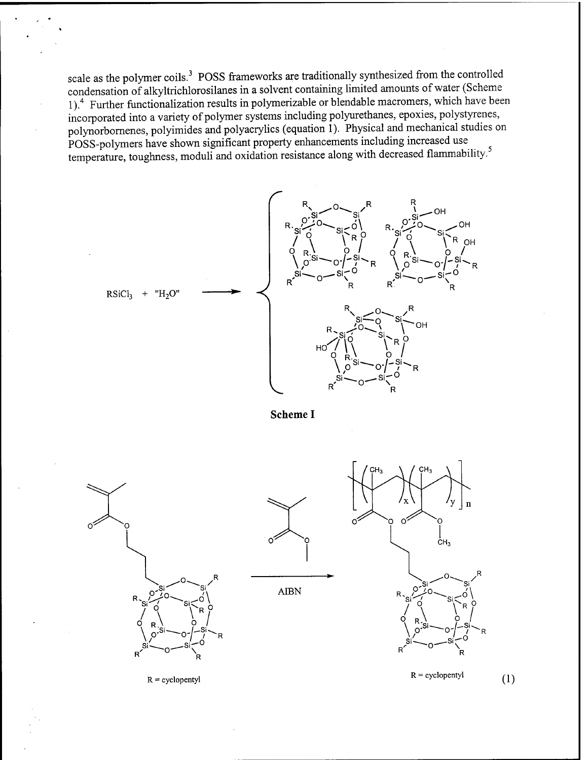scale as the polymer coils.[3] POSS frameworks are traditionally synthesized from the controlled condensation of alkyltrichlorosilanes in a solvent containing limited amounts of water (Scheme 1).[4] Further functionalization results in polymerizable or blendable macromers, which have been incorporated into a variety of polymer systems including polyurethanes, epoxies, polystyrenes, polynorbornenes, polyimides and polyacrylics (equation 1). Physical and mechanical studies on POSS-polymers have shown significant property enhancements including increased use temperature, toughness, moduli and oxidation resistance along with decreased flammability.[5]

$RSiCl_3$ + "$H_2O$"

**Scheme I**

AIBN

R = cyclopentyl

R = cyclopentyl

(1)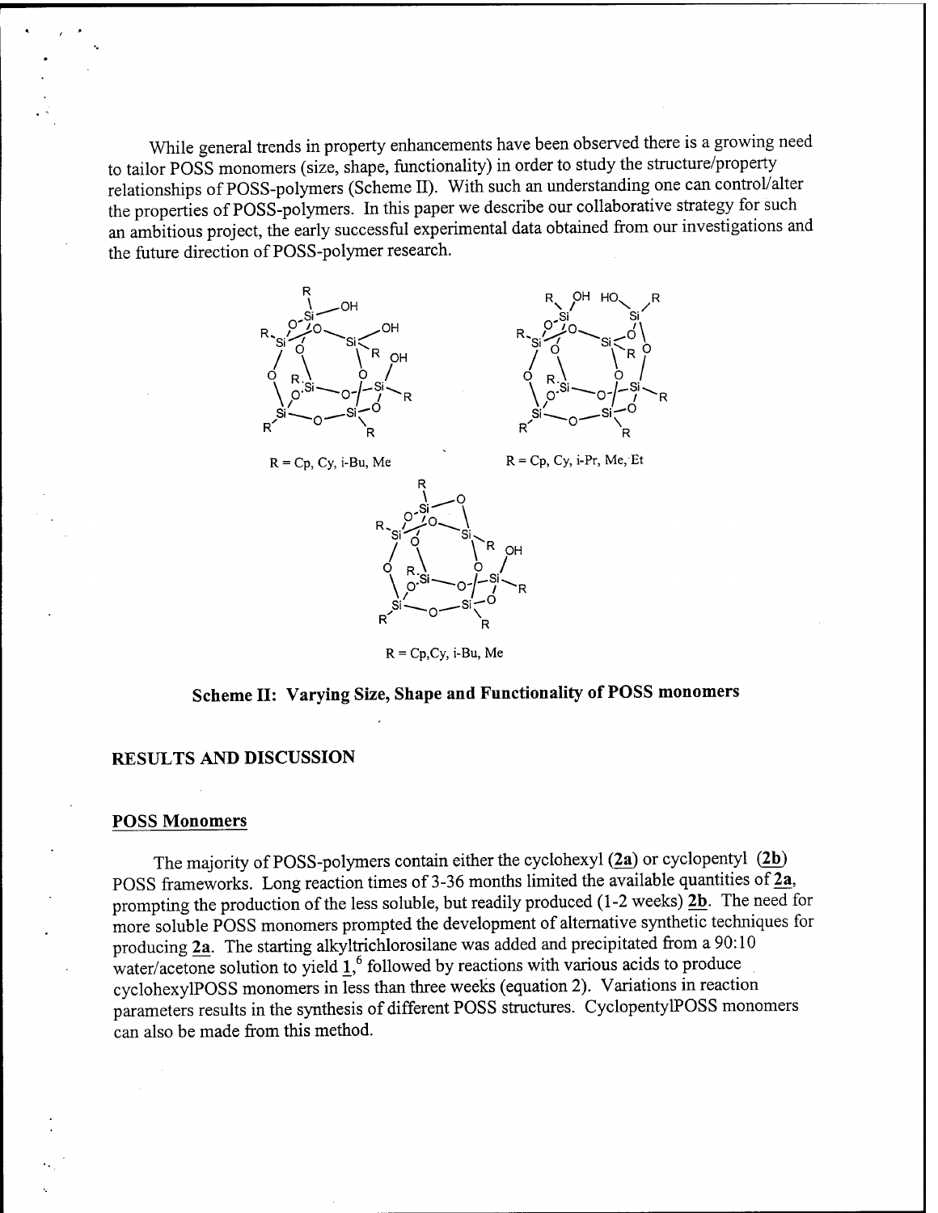While general trends in property enhancements have been observed there is a growing need to tailor POSS monomers (size, shape, functionality) in order to study the structure/property relationships of POSS-polymers (Scheme II). With such an understanding one can control/alter the properties of POSS-polymers. In this paper we describe our collaborative strategy for such an ambitious project, the early successful experimental data obtained from our investigations and the future direction of POSS-polymer research.

R = Cp, Cy, i-Bu, Me

R = Cp, Cy, i-Pr, Me, Et

R = Cp,Cy, i-Bu, Me

**Scheme II: Varying Size, Shape and Functionality of POSS monomers**

## RESULTS AND DISCUSSION

### POSS Monomers

The majority of POSS-polymers contain either the cyclohexyl (**2a**) or cyclopentyl (**2b**) POSS frameworks. Long reaction times of 3-36 months limited the available quantities of **2a**, prompting the production of the less soluble, but readily produced (1-2 weeks) **2b**. The need for more soluble POSS monomers prompted the development of alternative synthetic techniques for producing **2a**. The starting alkyltrichlorosilane was added and precipitated from a 90:10 water/acetone solution to yield **1**,[6] followed by reactions with various acids to produce cyclohexylPOSS monomers in less than three weeks (equation 2). Variations in reaction parameters results in the synthesis of different POSS structures. CyclopentylPOSS monomers can also be made from this method.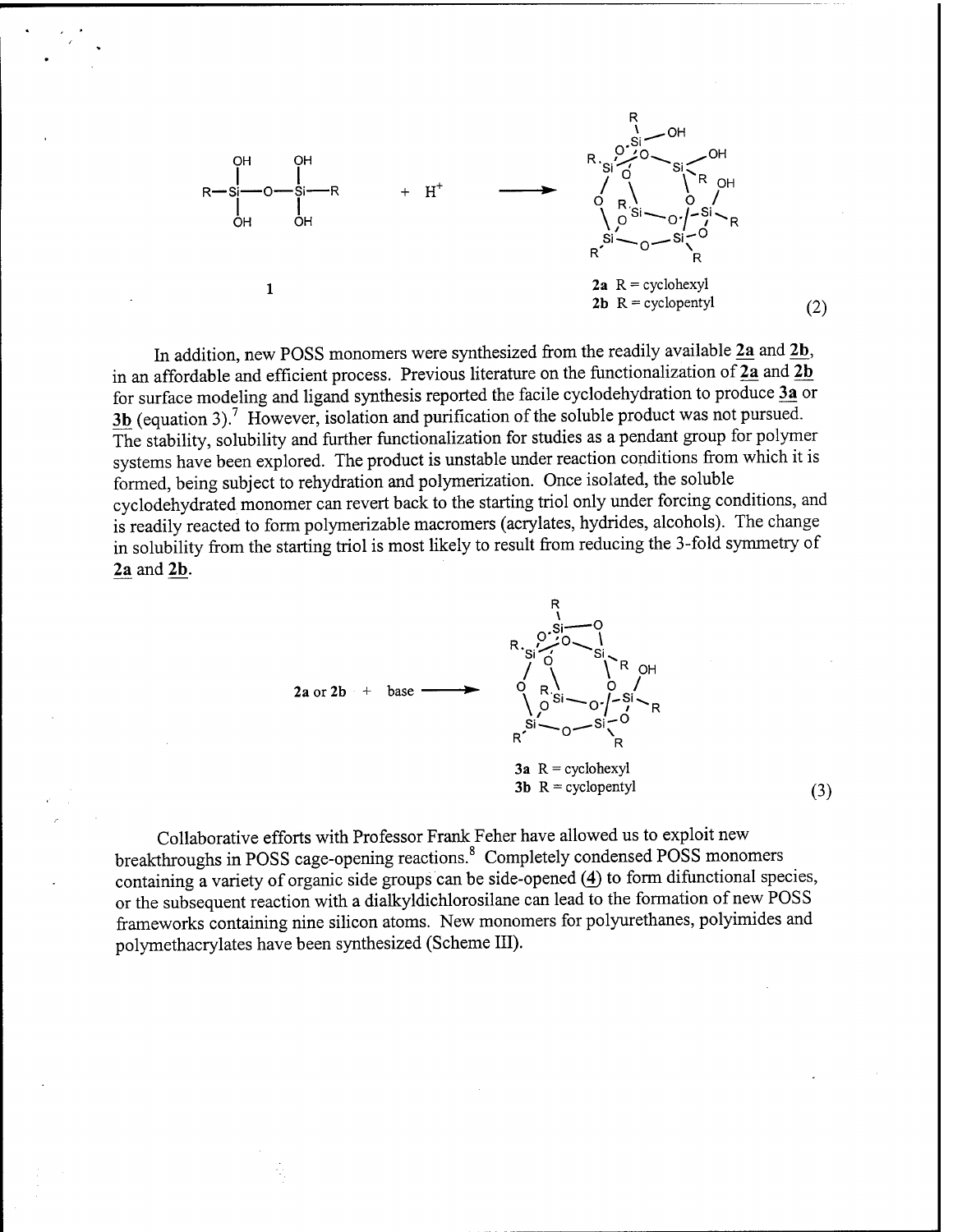1 + $H^+$ ⟶ 2a R = cyclohexyl, 2b R = cyclopentyl (2)

In addition, new POSS monomers were synthesized from the readily available 2a and 2b, in an affordable and efficient process. Previous literature on the functionalization of 2a and 2b for surface modeling and ligand synthesis reported the facile cyclodehydration to produce 3a or 3b (equation 3).[7] However, isolation and purification of the soluble product was not pursued. The stability, solubility and further functionalization for studies as a pendant group for polymer systems have been explored. The product is unstable under reaction conditions from which it is formed, being subject to rehydration and polymerization. Once isolated, the soluble cyclodehydrated monomer can revert back to the starting triol only under forcing conditions, and is readily reacted to form polymerizable macromers (acrylates, hydrides, alcohols). The change in solubility from the starting triol is most likely to result from reducing the 3-fold symmetry of 2a and 2b.

2a or 2b + base ⟶ 3a R = cyclohexyl, 3b R = cyclopentyl (3)

Collaborative efforts with Professor Frank Feher have allowed us to exploit new breakthroughs in POSS cage-opening reactions.[8] Completely condensed POSS monomers containing a variety of organic side groups can be side-opened (4) to form difunctional species, or the subsequent reaction with a dialkyldichlorosilane can lead to the formation of new POSS frameworks containing nine silicon atoms. New monomers for polyurethanes, polyimides and polymethacrylates have been synthesized (Scheme III).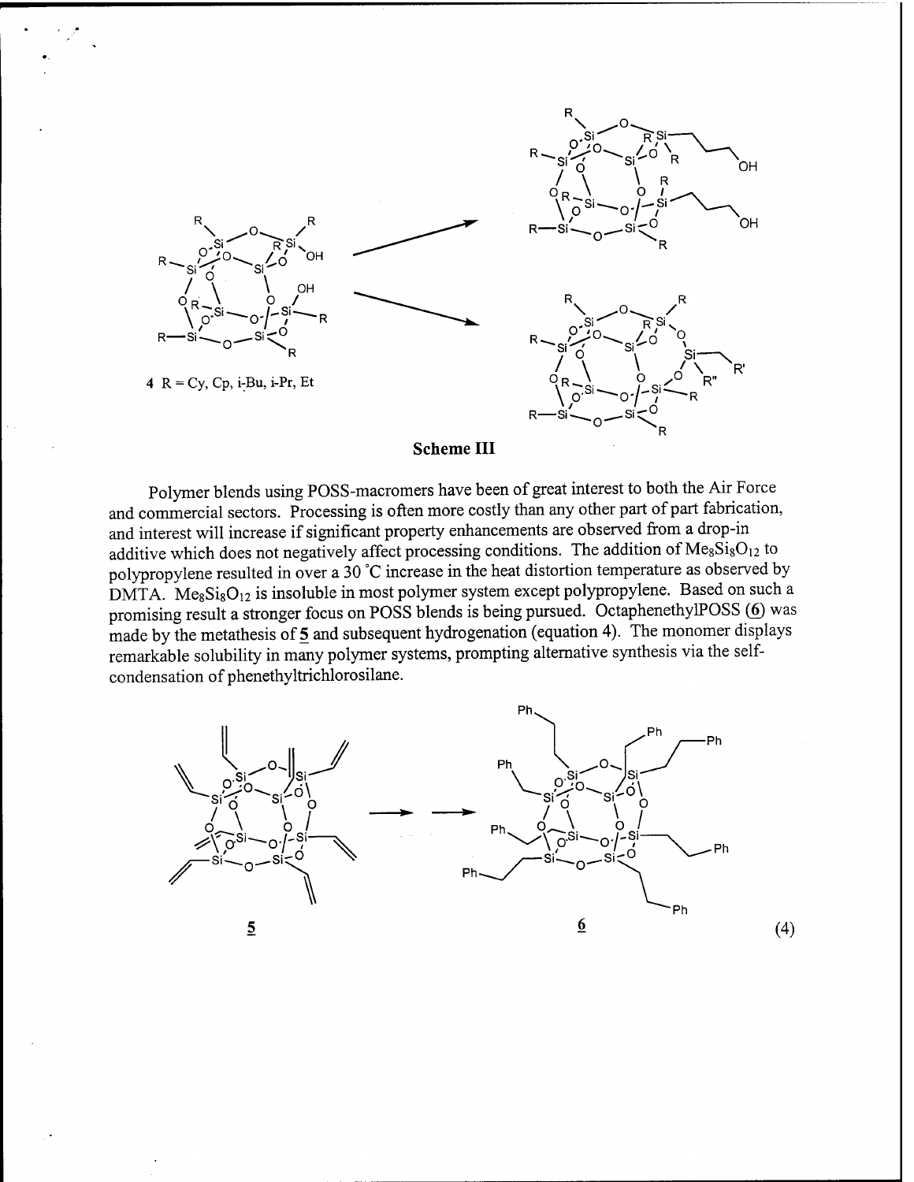4 R = Cy, Cp, i-Bu, i-Pr, Et

**Scheme III**

Polymer blends using POSS-macromers have been of great interest to both the Air Force and commercial sectors. Processing is often more costly than any other part of part fabrication, and interest will increase if significant property enhancements are observed from a drop-in additive which does not negatively affect processing conditions. The addition of $Me_8Si_8O_{12}$ to polypropylene resulted in over a 30 °C increase in the heat distortion temperature as observed by DMTA. $Me_8Si_8O_{12}$ is insoluble in most polymer system except polypropylene. Based on such a promising result a stronger focus on POSS blends is being pursued. OctaphenethylPOSS (6) was made by the metathesis of 5 and subsequent hydrogenation (equation 4). The monomer displays remarkable solubility in many polymer systems, prompting alternative synthesis via the self-condensation of phenethyltrichlorosilane.

5 → → 6 (4)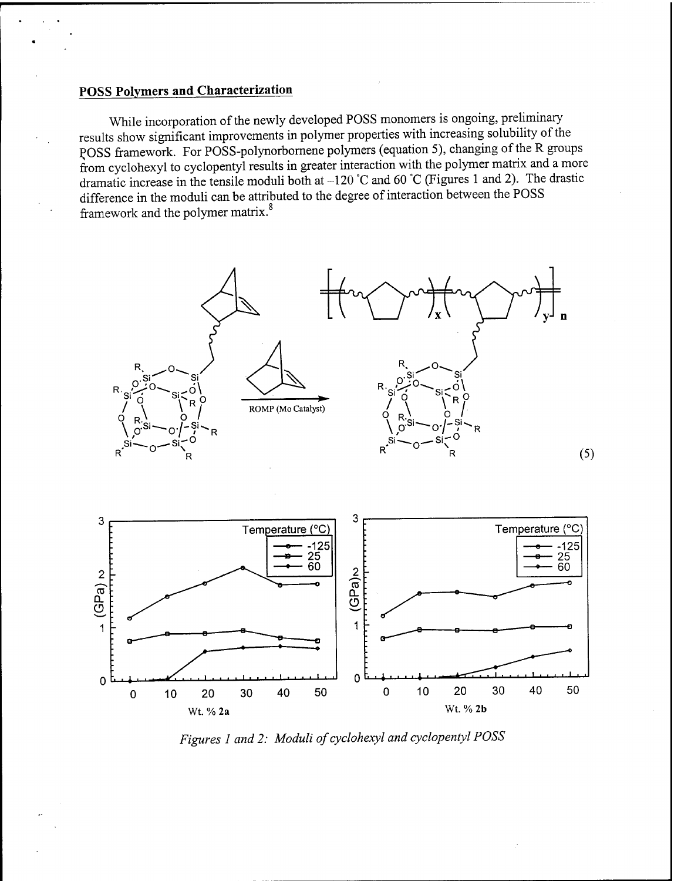## POSS Polymers and Characterization

While incorporation of the newly developed POSS monomers is ongoing, preliminary results show significant improvements in polymer properties with increasing solubility of the POSS framework. For POSS-polynorbornene polymers (equation 5), changing of the R groups from cyclohexyl to cyclopentyl results in greater interaction with the polymer matrix and a more dramatic increase in the tensile moduli both at –120 °C and 60 °C (Figures 1 and 2). The drastic difference in the moduli can be attributed to the degree of interaction between the POSS framework and the polymer matrix.[8]

ROMP (Mo Catalyst) (5)

*Figures 1 and 2: Moduli of cyclohexyl and cyclopentyl POSS*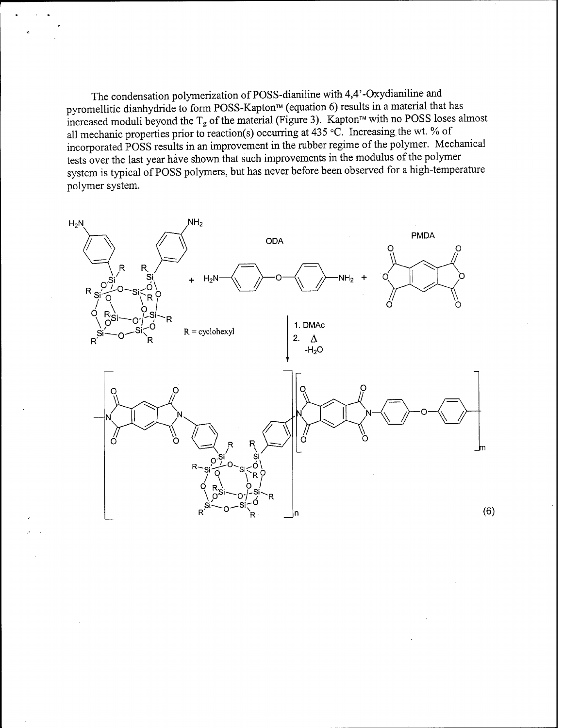The condensation polymerization of POSS-dianiline with 4,4'-Oxydianiline and pyromellitic dianhydride to form POSS-Kapton™ (equation 6) results in a material that has increased moduli beyond the $T_g$ of the material (Figure 3). Kapton™ with no POSS loses almost all mechanic properties prior to reaction(s) occurring at 435 °C. Increasing the wt. % of incorporated POSS results in an improvement in the rubber regime of the polymer. Mechanical tests over the last year have shown that such improvements in the modulus of the polymer system is typical of POSS polymers, but has never before been observed for a high-temperature polymer system.

POSS-dianiline + ODA + PMDA → (1. DMAc; 2. Δ, $-H_2O$) POSS-Kapton™

R = cyclohexyl

(6)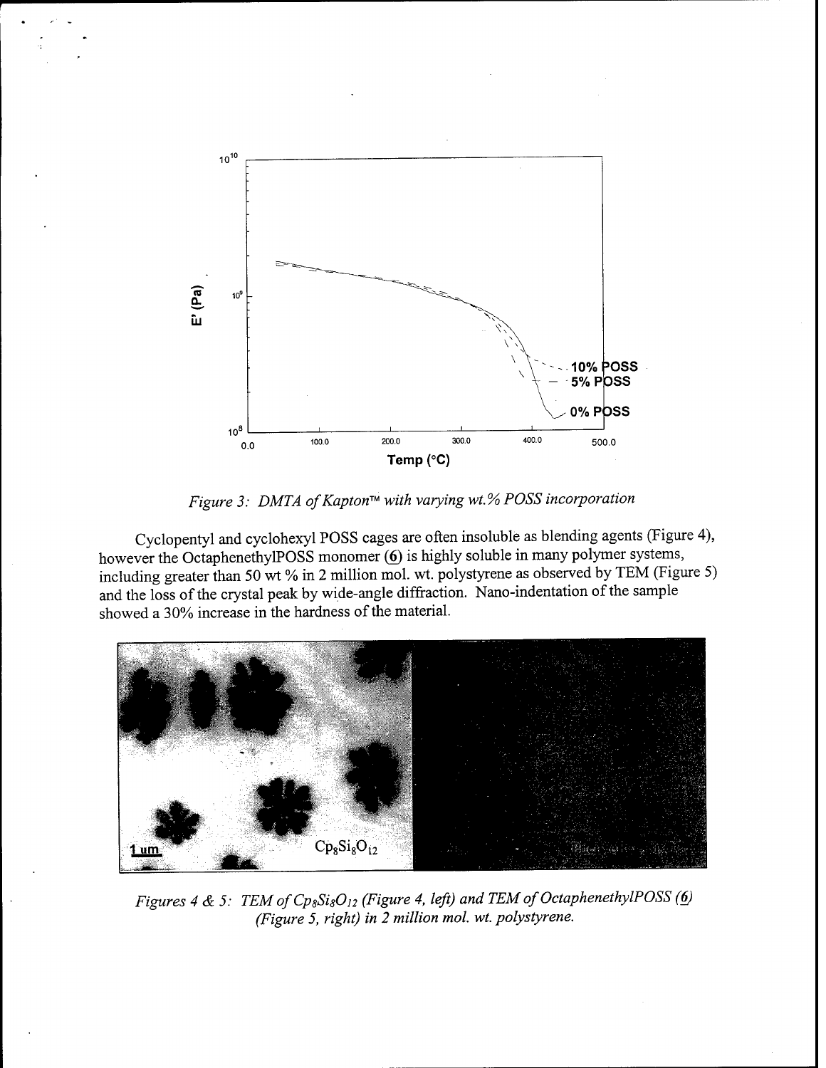*Figure 3: DMTA of Kapton™ with varying wt.% POSS incorporation*

Cyclopentyl and cyclohexyl POSS cages are often insoluble as blending agents (Figure 4), however the OctaphenethylPOSS monomer (6) is highly soluble in many polymer systems, including greater than 50 wt % in 2 million mol. wt. polystyrene as observed by TEM (Figure 5) and the loss of the crystal peak by wide-angle diffraction. Nano-indentation of the sample showed a 30% increase in the hardness of the material.

*Figures 4 & 5: TEM of $Cp_8Si_8O_{12}$ (Figure 4, left) and TEM of OctaphenethylPOSS (6) (Figure 5, right) in 2 million mol. wt. polystyrene.*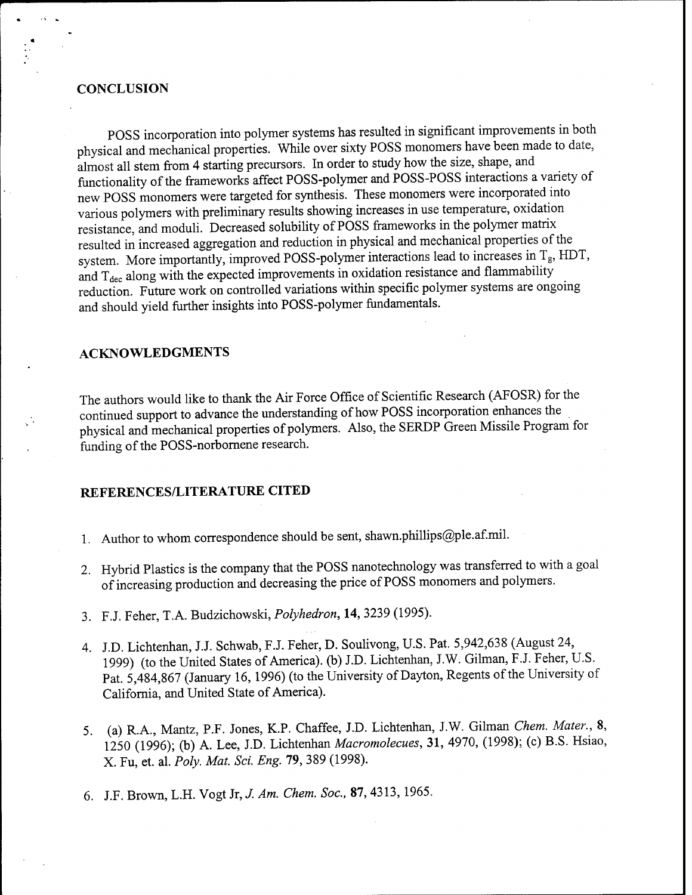## CONCLUSION

POSS incorporation into polymer systems has resulted in significant improvements in both physical and mechanical properties. While over sixty POSS monomers have been made to date, almost all stem from 4 starting precursors. In order to study how the size, shape, and functionality of the frameworks affect POSS-polymer and POSS-POSS interactions a variety of new POSS monomers were targeted for synthesis. These monomers were incorporated into various polymers with preliminary results showing increases in use temperature, oxidation resistance, and moduli. Decreased solubility of POSS frameworks in the polymer matrix resulted in increased aggregation and reduction in physical and mechanical properties of the system. More importantly, improved POSS-polymer interactions lead to increases in $T_g$, HDT, and $T_{dec}$ along with the expected improvements in oxidation resistance and flammability reduction. Future work on controlled variations within specific polymer systems are ongoing and should yield further insights into POSS-polymer fundamentals.

## ACKNOWLEDGMENTS

The authors would like to thank the Air Force Office of Scientific Research (AFOSR) for the continued support to advance the understanding of how POSS incorporation enhances the physical and mechanical properties of polymers. Also, the SERDP Green Missile Program for funding of the POSS-norbornene research.

## REFERENCES/LITERATURE CITED

1. Author to whom correspondence should be sent, shawn.phillips@ple.af.mil.
2. Hybrid Plastics is the company that the POSS nanotechnology was transferred to with a goal of increasing production and decreasing the price of POSS monomers and polymers.
3. F.J. Feher, T.A. Budzichowski, *Polyhedron*, **14**, 3239 (1995).
4. J.D. Lichtenhan, J.J. Schwab, F.J. Feher, D. Soulivong, U.S. Pat. 5,942,638 (August 24, 1999) (to the United States of America). (b) J.D. Lichtenhan, J.W. Gilman, F.J. Feher, U.S. Pat. 5,484,867 (January 16, 1996) (to the University of Dayton, Regents of the University of California, and United State of America).
5. (a) R.A., Mantz, P.F. Jones, K.P. Chaffee, J.D. Lichtenhan, J.W. Gilman *Chem. Mater.*, **8**, 1250 (1996); (b) A. Lee, J.D. Lichtenhan *Macromolecues*, **31**, 4970, (1998); (c) B.S. Hsiao, X. Fu, et. al. *Poly. Mat. Sci. Eng.* **79**, 389 (1998).
6. J.F. Brown, L.H. Vogt Jr, *J. Am. Chem. Soc.*, **87**, 4313, 1965.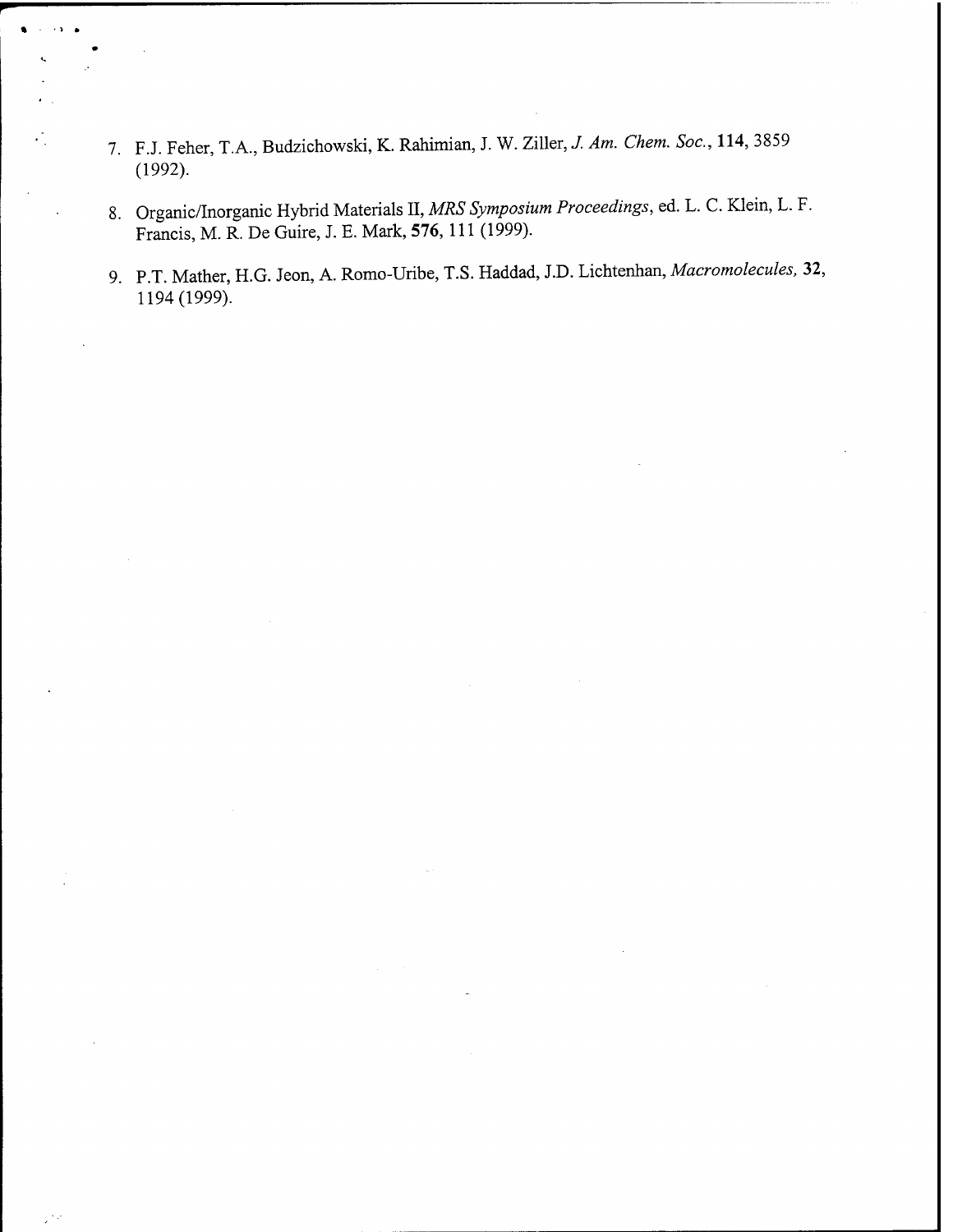7. F.J. Feher, T.A., Budzichowski, K. Rahimian, J. W. Ziller, *J. Am. Chem. Soc.*, **114**, 3859 (1992).

8. Organic/Inorganic Hybrid Materials II, *MRS Symposium Proceedings*, ed. L. C. Klein, L. F. Francis, M. R. De Guire, J. E. Mark, **576**, 111 (1999).

9. P.T. Mather, H.G. Jeon, A. Romo-Uribe, T.S. Haddad, J.D. Lichtenhan, *Macromolecules,* **32**, 1194 (1999).